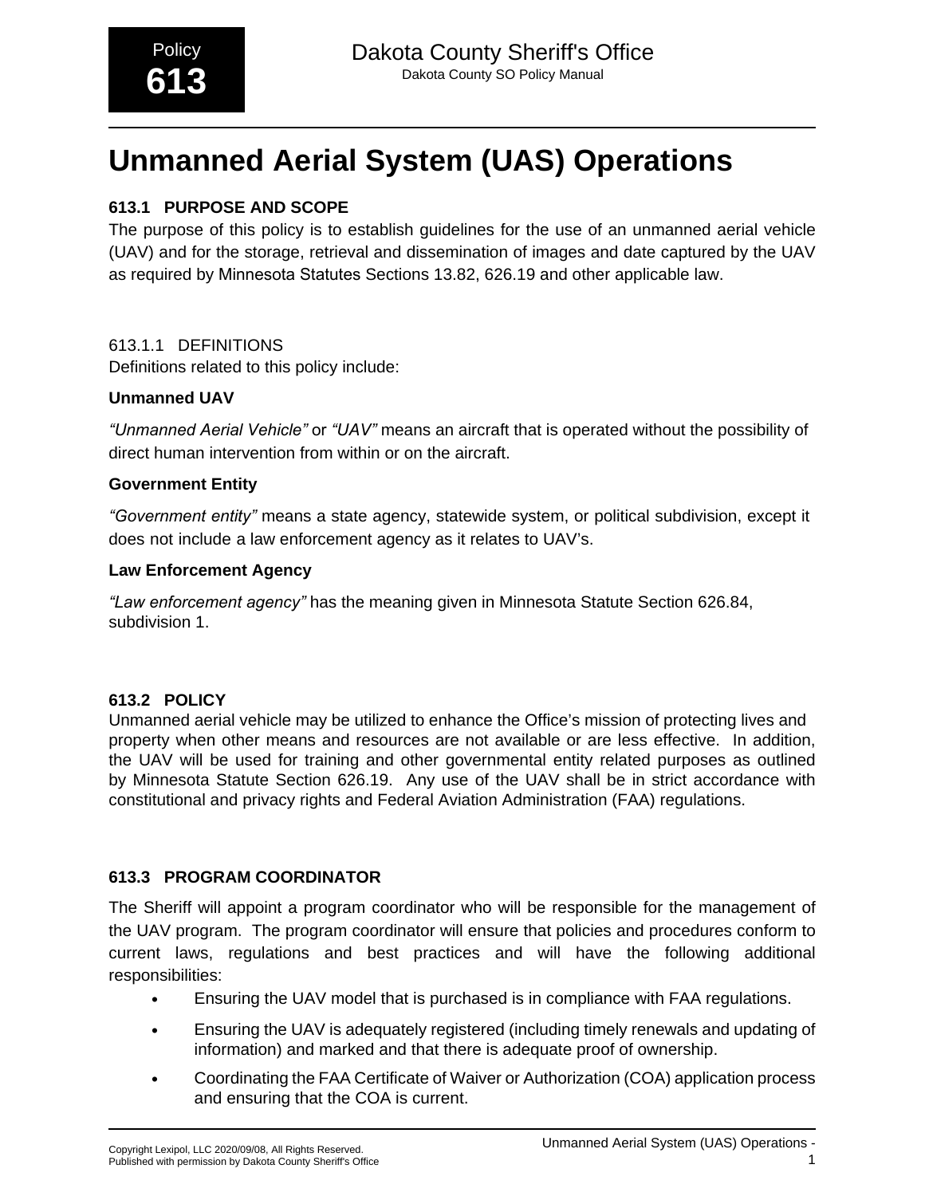Policy **613**

Dakota County Sheriff's Office
Dakota County SO Policy Manual

# Unmanned Aerial System (UAS) Operations

## 613.1 PURPOSE AND SCOPE

The purpose of this policy is to establish guidelines for the use of an unmanned aerial vehicle (UAV) and for the storage, retrieval and dissemination of images and date captured by the UAV as required by Minnesota Statutes Sections 13.82, 626.19 and other applicable law.

### 613.1.1 DEFINITIONS

Definitions related to this policy include:

**Unmanned UAV**

*"Unmanned Aerial Vehicle"* or *"UAV"* means an aircraft that is operated without the possibility of direct human intervention from within or on the aircraft.

**Government Entity**

*"Government entity"* means a state agency, statewide system, or political subdivision, except it does not include a law enforcement agency as it relates to UAV's.

**Law Enforcement Agency**

*"Law enforcement agency"* has the meaning given in Minnesota Statute Section 626.84, subdivision 1.

## 613.2 POLICY

Unmanned aerial vehicle may be utilized to enhance the Office's mission of protecting lives and property when other means and resources are not available or are less effective. In addition, the UAV will be used for training and other governmental entity related purposes as outlined by Minnesota Statute Section 626.19. Any use of the UAV shall be in strict accordance with constitutional and privacy rights and Federal Aviation Administration (FAA) regulations.

## 613.3 PROGRAM COORDINATOR

The Sheriff will appoint a program coordinator who will be responsible for the management of the UAV program. The program coordinator will ensure that policies and procedures conform to current laws, regulations and best practices and will have the following additional responsibilities:

- Ensuring the UAV model that is purchased is in compliance with FAA regulations.
- Ensuring the UAV is adequately registered (including timely renewals and updating of information) and marked and that there is adequate proof of ownership.
- Coordinating the FAA Certificate of Waiver or Authorization (COA) application process and ensuring that the COA is current.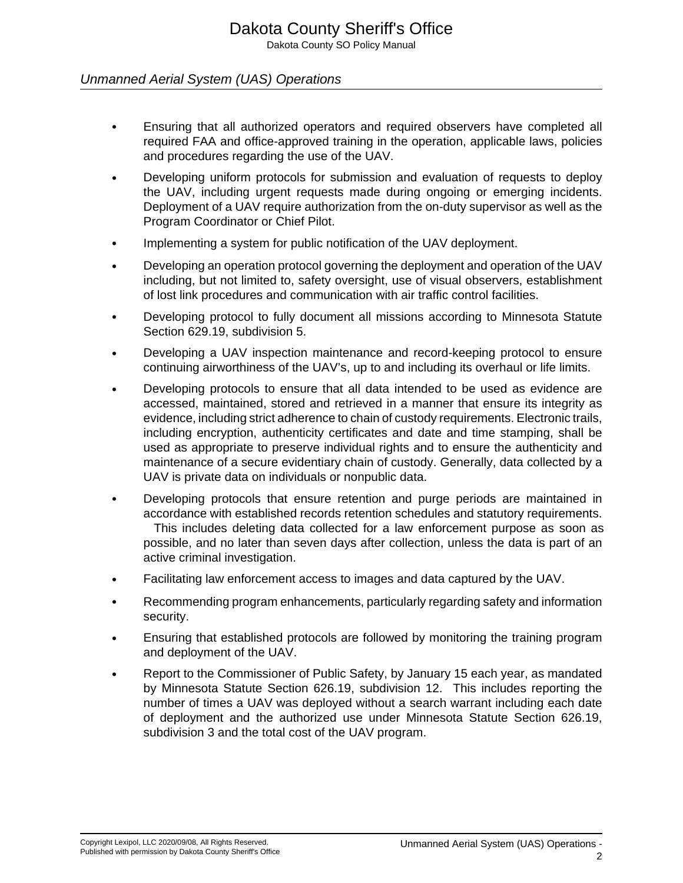- Ensuring that all authorized operators and required observers have completed all required FAA and office-approved training in the operation, applicable laws, policies and procedures regarding the use of the UAV.
- Developing uniform protocols for submission and evaluation of requests to deploy the UAV, including urgent requests made during ongoing or emerging incidents. Deployment of a UAV require authorization from the on-duty supervisor as well as the Program Coordinator or Chief Pilot.
- Implementing a system for public notification of the UAV deployment.
- Developing an operation protocol governing the deployment and operation of the UAV including, but not limited to, safety oversight, use of visual observers, establishment of lost link procedures and communication with air traffic control facilities.
- Developing protocol to fully document all missions according to Minnesota Statute Section 629.19, subdivision 5.
- Developing a UAV inspection maintenance and record-keeping protocol to ensure continuing airworthiness of the UAV's, up to and including its overhaul or life limits.
- Developing protocols to ensure that all data intended to be used as evidence are accessed, maintained, stored and retrieved in a manner that ensure its integrity as evidence, including strict adherence to chain of custody requirements. Electronic trails, including encryption, authenticity certificates and date and time stamping, shall be used as appropriate to preserve individual rights and to ensure the authenticity and maintenance of a secure evidentiary chain of custody. Generally, data collected by a UAV is private data on individuals or nonpublic data.
- Developing protocols that ensure retention and purge periods are maintained in accordance with established records retention schedules and statutory requirements. This includes deleting data collected for a law enforcement purpose as soon as possible, and no later than seven days after collection, unless the data is part of an active criminal investigation.
- Facilitating law enforcement access to images and data captured by the UAV.
- Recommending program enhancements, particularly regarding safety and information security.
- Ensuring that established protocols are followed by monitoring the training program and deployment of the UAV.
- Report to the Commissioner of Public Safety, by January 15 each year, as mandated by Minnesota Statute Section 626.19, subdivision 12. This includes reporting the number of times a UAV was deployed without a search warrant including each date of deployment and the authorized use under Minnesota Statute Section 626.19, subdivision 3 and the total cost of the UAV program.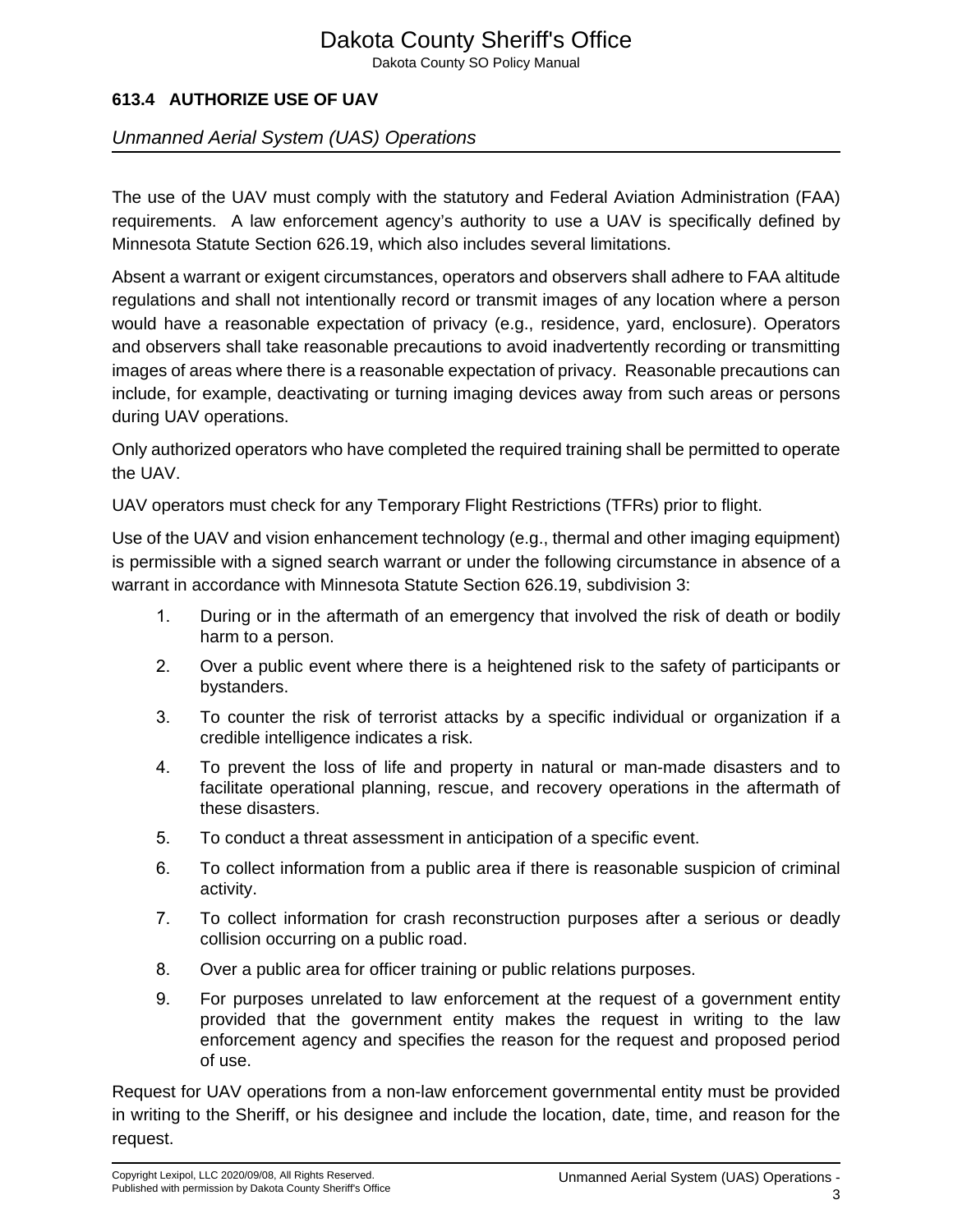### 613.4 AUTHORIZE USE OF UAV

The use of the UAV must comply with the statutory and Federal Aviation Administration (FAA) requirements. A law enforcement agency's authority to use a UAV is specifically defined by Minnesota Statute Section 626.19, which also includes several limitations.

Absent a warrant or exigent circumstances, operators and observers shall adhere to FAA altitude regulations and shall not intentionally record or transmit images of any location where a person would have a reasonable expectation of privacy (e.g., residence, yard, enclosure). Operators and observers shall take reasonable precautions to avoid inadvertently recording or transmitting images of areas where there is a reasonable expectation of privacy. Reasonable precautions can include, for example, deactivating or turning imaging devices away from such areas or persons during UAV operations.

Only authorized operators who have completed the required training shall be permitted to operate the UAV.

UAV operators must check for any Temporary Flight Restrictions (TFRs) prior to flight.

Use of the UAV and vision enhancement technology (e.g., thermal and other imaging equipment) is permissible with a signed search warrant or under the following circumstance in absence of a warrant in accordance with Minnesota Statute Section 626.19, subdivision 3:

1. During or in the aftermath of an emergency that involved the risk of death or bodily harm to a person.
2. Over a public event where there is a heightened risk to the safety of participants or bystanders.
3. To counter the risk of terrorist attacks by a specific individual or organization if a credible intelligence indicates a risk.
4. To prevent the loss of life and property in natural or man-made disasters and to facilitate operational planning, rescue, and recovery operations in the aftermath of these disasters.
5. To conduct a threat assessment in anticipation of a specific event.
6. To collect information from a public area if there is reasonable suspicion of criminal activity.
7. To collect information for crash reconstruction purposes after a serious or deadly collision occurring on a public road.
8. Over a public area for officer training or public relations purposes.
9. For purposes unrelated to law enforcement at the request of a government entity provided that the government entity makes the request in writing to the law enforcement agency and specifies the reason for the request and proposed period of use.

Request for UAV operations from a non-law enforcement governmental entity must be provided in writing to the Sheriff, or his designee and include the location, date, time, and reason for the request.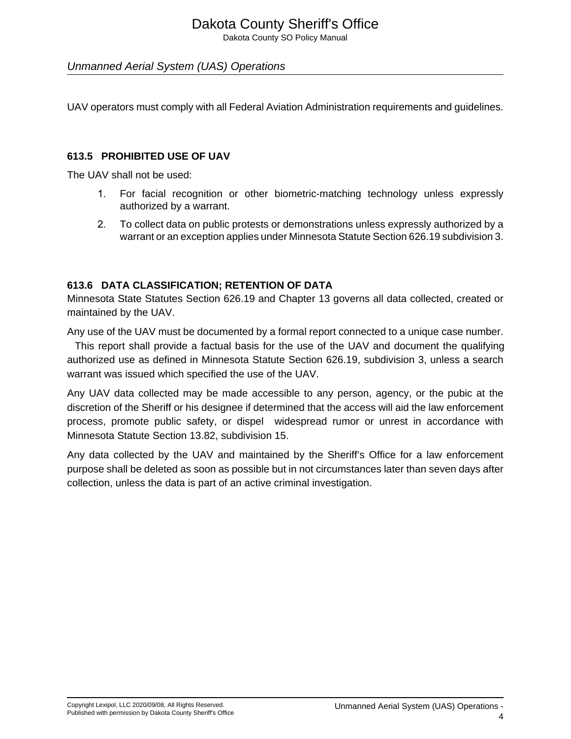UAV operators must comply with all Federal Aviation Administration requirements and guidelines.

### 613.5 PROHIBITED USE OF UAV

The UAV shall not be used:

1. For facial recognition or other biometric-matching technology unless expressly authorized by a warrant.
2. To collect data on public protests or demonstrations unless expressly authorized by a warrant or an exception applies under Minnesota Statute Section 626.19 subdivision 3.

### 613.6 DATA CLASSIFICATION; RETENTION OF DATA

Minnesota State Statutes Section 626.19 and Chapter 13 governs all data collected, created or maintained by the UAV.

Any use of the UAV must be documented by a formal report connected to a unique case number. This report shall provide a factual basis for the use of the UAV and document the qualifying authorized use as defined in Minnesota Statute Section 626.19, subdivision 3, unless a search warrant was issued which specified the use of the UAV.

Any UAV data collected may be made accessible to any person, agency, or the pubic at the discretion of the Sheriff or his designee if determined that the access will aid the law enforcement process, promote public safety, or dispel widespread rumor or unrest in accordance with Minnesota Statute Section 13.82, subdivision 15.

Any data collected by the UAV and maintained by the Sheriff's Office for a law enforcement purpose shall be deleted as soon as possible but in not circumstances later than seven days after collection, unless the data is part of an active criminal investigation.